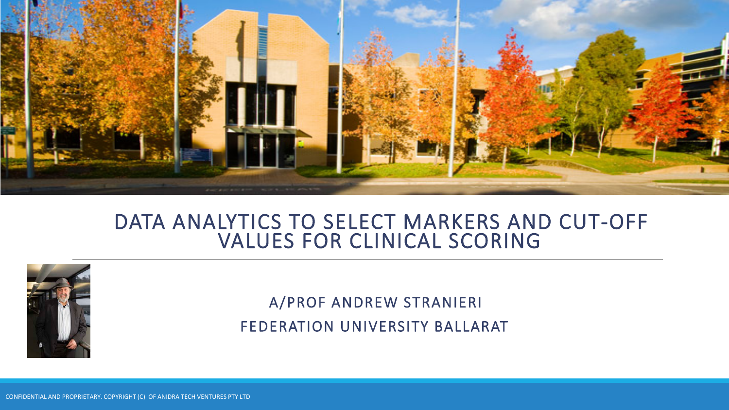# DATA ANALYTICS TO SELECT MARKERS AND CUT-OFF VALUES FOR CLINICAL SCORING

A/PROF ANDREW STRANIERI

FEDERATION UNIVERSITY BALLARAT

CONFIDENTIAL AND PROPRIETARY. COPYRIGHT (C) OF ANIDRA TECH VENTURES PTY LTD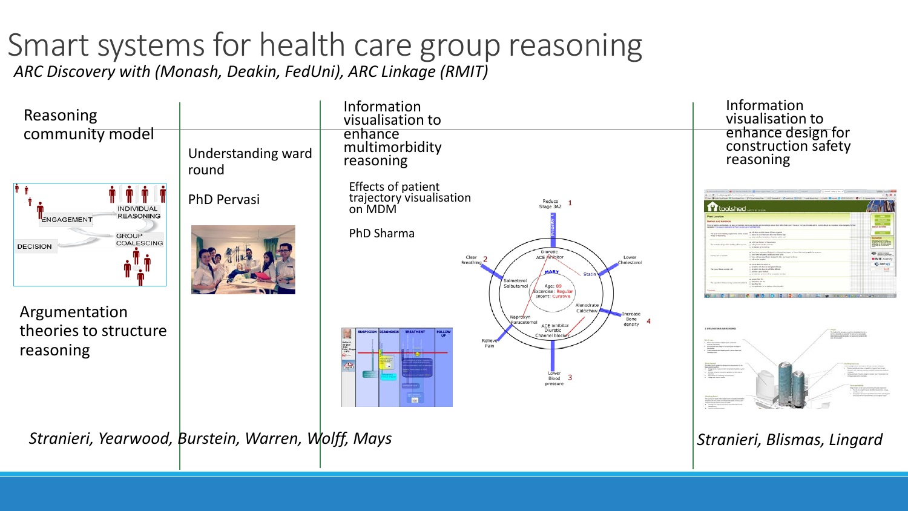# Smart systems for health care group reasoning

*ARC Discovery with (Monash, Deakin, FedUni), ARC Linkage (RMIT)*

Reasoning community model

Argumentation theories to structure reasoning

Understanding ward round

PhD Pervasi

Information visualisation to enhance multimorbidity reasoning

Effects of patient trajectory visualisation on MDM

PhD Sharma

Information visualisation to enhance design for construction safety reasoning

*Stranieri, Yearwood, Burstein, Warren, Wolff, Mays*

*Stranieri, Blismas, Lingard*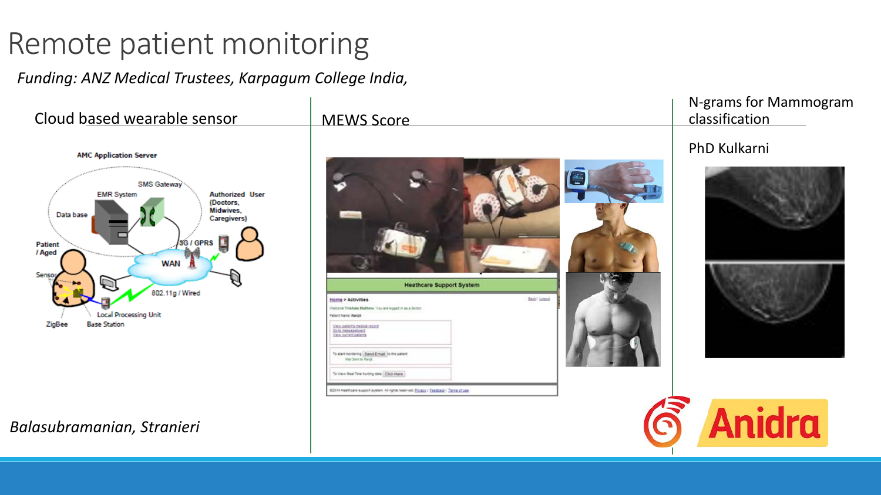# Remote patient monitoring

*Funding: ANZ Medical Trustees, Karpagum College India,*

## Cloud based wearable sensor

*Balasubramanian, Stranieri*

## MEWS Score

## N-grams for Mammogram classification

PhD Kulkarni

Anidra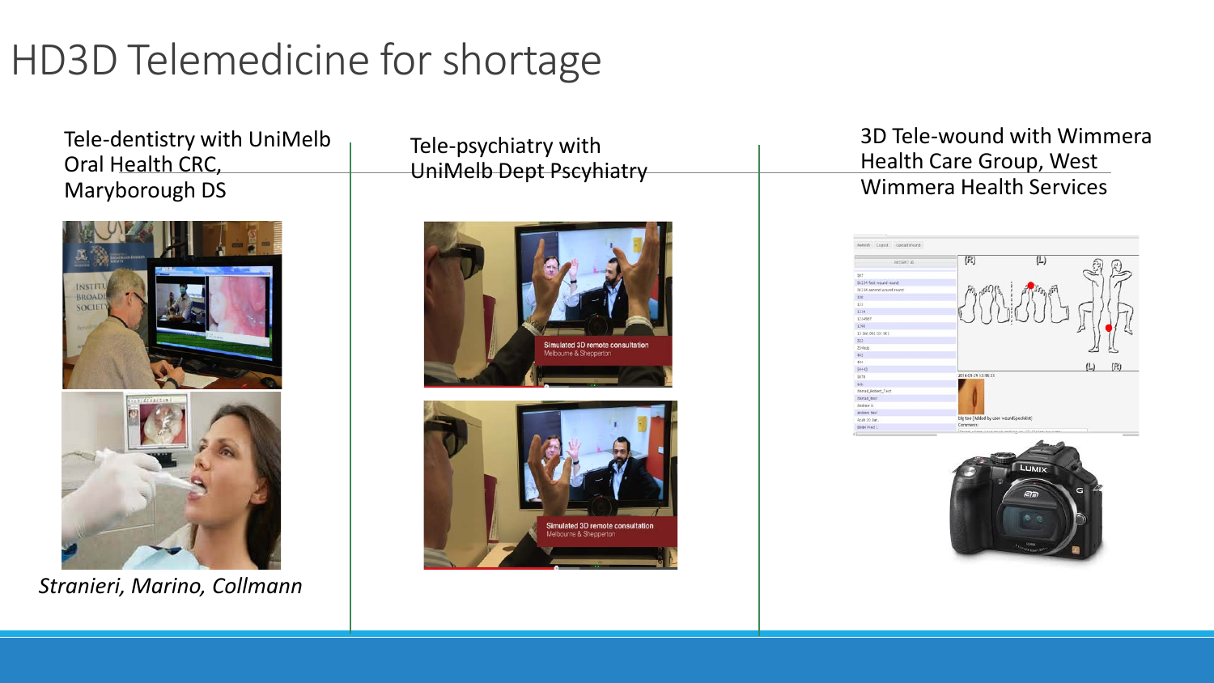# HD3D Telemedicine for shortage

Tele-dentistry with UniMelb Oral Health CRC, Maryborough DS

*Stranieri, Marino, Collmann*

Tele-psychiatry with UniMelb Dept Pscyhiatry

3D Tele-wound with Wimmera Health Care Group, West Wimmera Health Services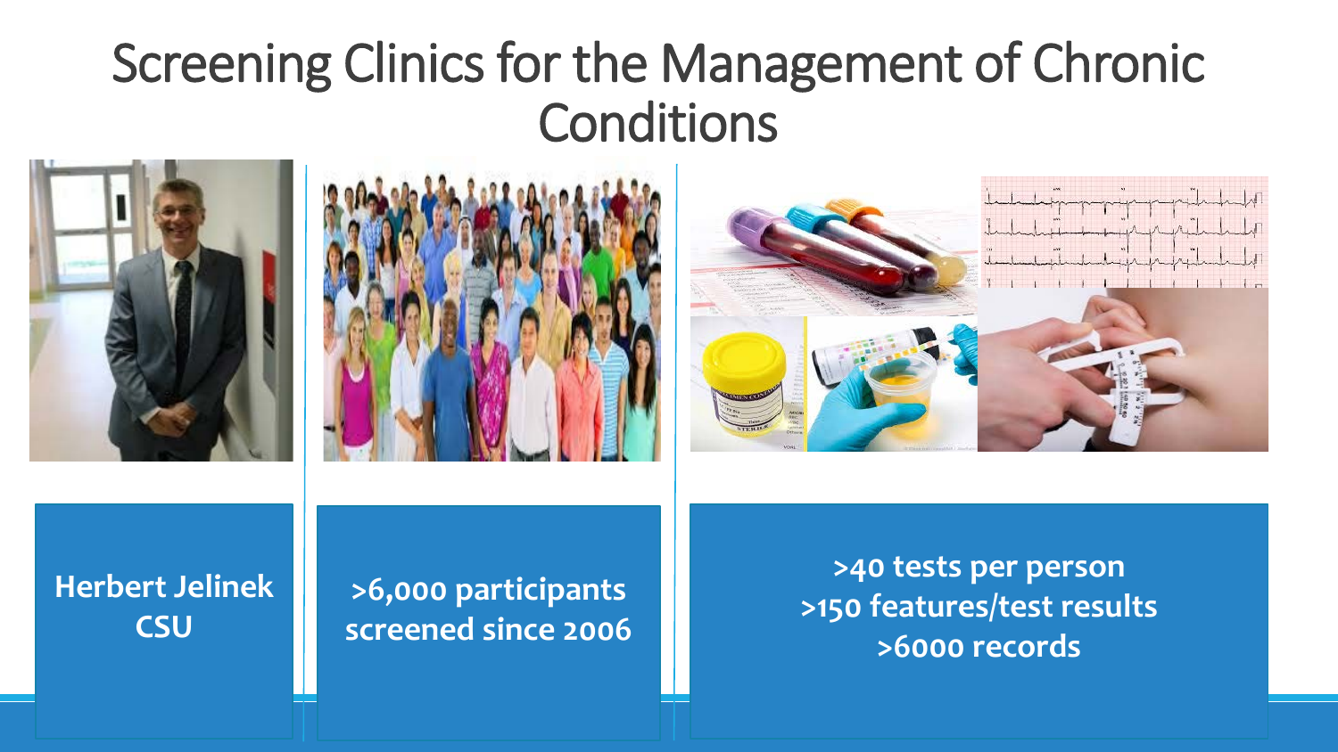# Screening Clinics for the Management of Chronic Conditions

**Herbert Jelinek**
**CSU**

**>6,000 participants screened since 2006**

**>40 tests per person**
**>150 features/test results**
**>6000 records**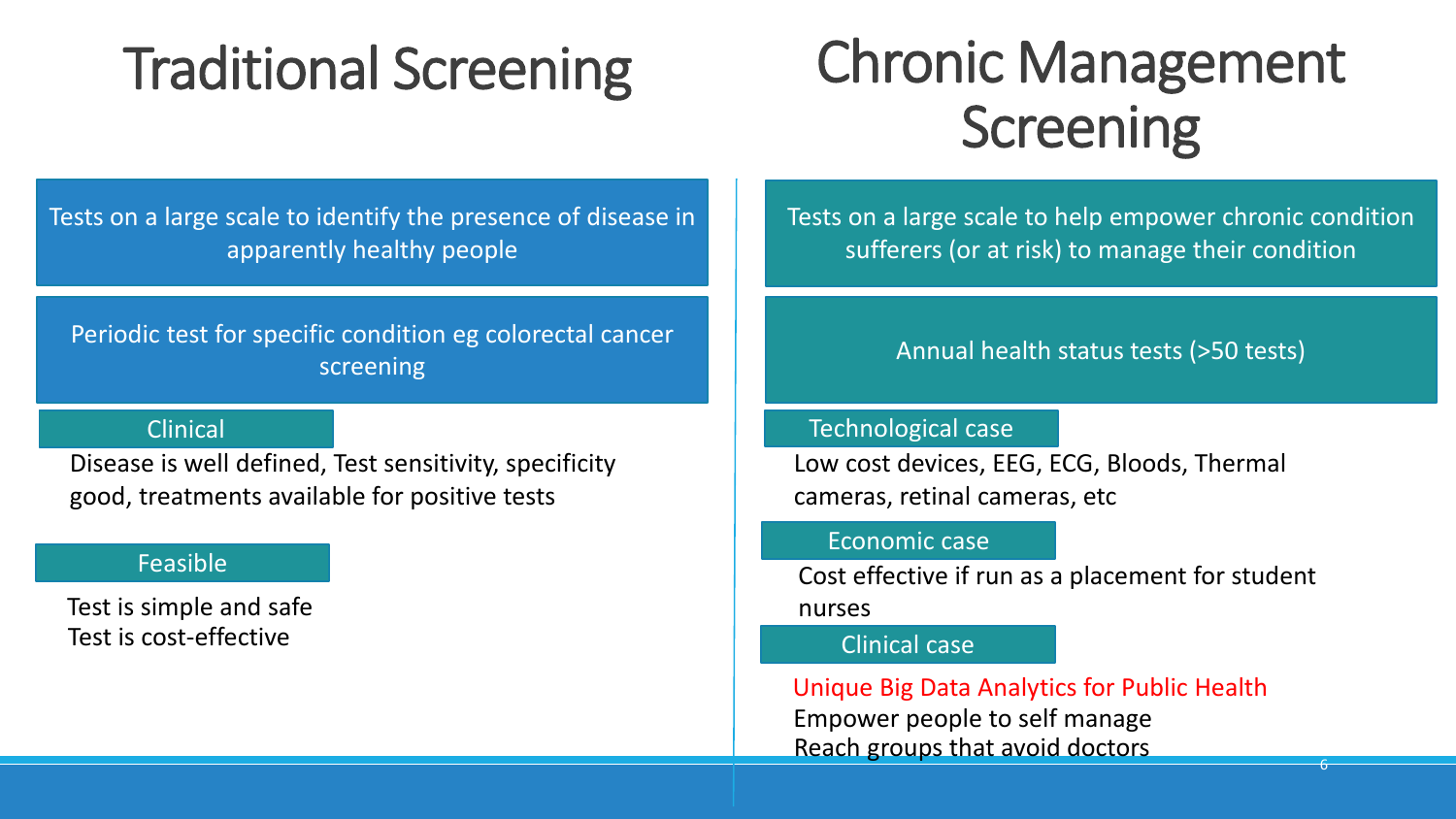## Traditional Screening

Tests on a large scale to identify the presence of disease in apparently healthy people

Periodic test for specific condition eg colorectal cancer screening

**Clinical**

Disease is well defined, Test sensitivity, specificity good, treatments available for positive tests

**Feasible**

Test is simple and safe
Test is cost-effective

## Chronic Management Screening

Tests on a large scale to help empower chronic condition sufferers (or at risk) to manage their condition

Annual health status tests (>50 tests)

**Technological case**

Low cost devices, EEG, ECG, Bloods, Thermal cameras, retinal cameras, etc

**Economic case**

Cost effective if run as a placement for student nurses

**Clinical case**

Unique Big Data Analytics for Public Health
Empower people to self manage
Reach groups that avoid doctors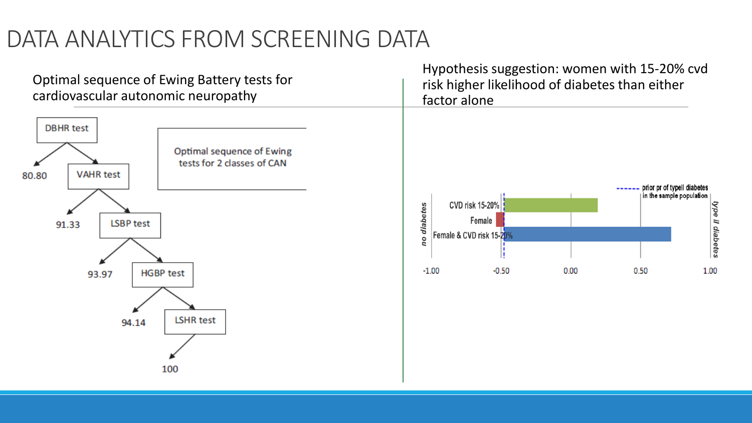# DATA ANALYTICS FROM SCREENING DATA

Optimal sequence of Ewing Battery tests for cardiovascular autonomic neuropathy

DBHR test → 80.80

VAHR test → 91.33

LSBP test → 93.97

HGBP test → 94.14

LSHR test → 100

Optimal sequence of Ewing tests for 2 classes of CAN

Hypothesis suggestion: women with 15-20% cvd risk higher likelihood of diabetes than either factor alone

prior pr of typeII diabetes in the sample population

no diabetes

type II diabetes

CVD risk 15-20%

Female

Female & CVD risk 15-20%

-1.00 -0.50 0.00 0.50 1.00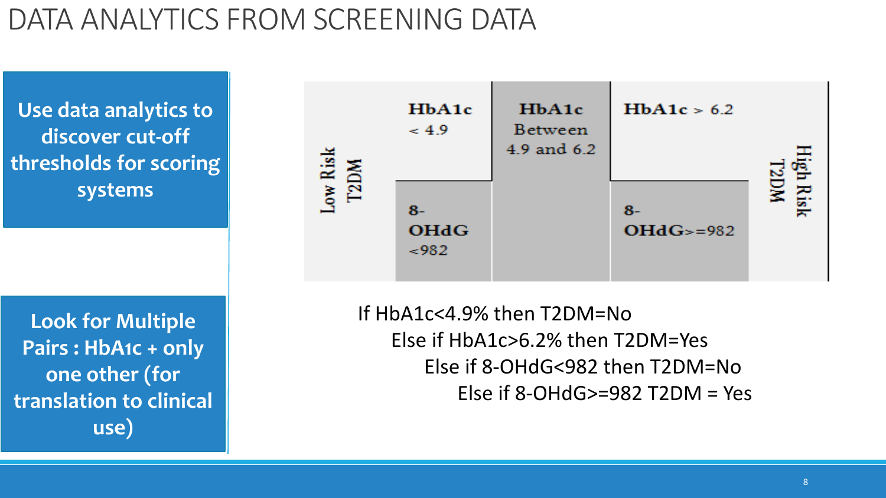# DATA ANALYTICS FROM SCREENING DATA

**Use data analytics to discover cut-off thresholds for scoring systems**

**Look for Multiple Pairs : HbA1c + only one other (for translation to clinical use)**

| Low Risk T2DM | HbA1c < 4.9 | HbA1c Between 4.9 and 6.2 | HbA1c > 6.2 | High Risk T2DM |
|---|---|---|---|---|
| | 8-OHdG <982 | | 8-OHdG>=982 | |

If HbA1c<4.9% then T2DM=No

Else if HbA1c>6.2% then T2DM=Yes

Else if 8-OHdG<982 then T2DM=No

Else if 8-OHdG>=982 T2DM = Yes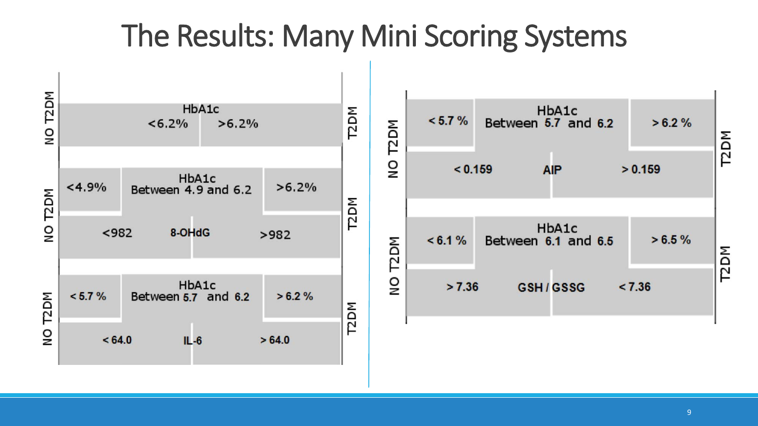# The Results: Many Mini Scoring Systems

NO T2DM | HbA1c: <6.2% | >6.2% | T2DM

NO T2DM | HbA1c: <4.9% | Between 4.9 and 6.2 | >6.2% | T2DM
8-OHdG: <982 | >982

NO T2DM | HbA1c: < 5.7 % | Between 5.7 and 6.2 | > 6.2 % | T2DM
IL-6: < 64.0 | > 64.0

NO T2DM | HbA1c: < 5.7 % | Between 5.7 and 6.2 | > 6.2 % | T2DM
AIP: < 0.159 | > 0.159

NO T2DM | HbA1c: < 6.1 % | Between 6.1 and 6.5 | > 6.5 % | T2DM
GSH / GSSG: > 7.36 | < 7.36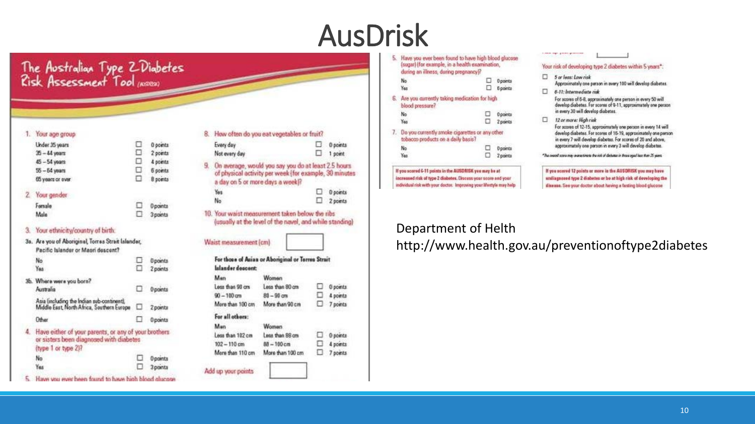# AusDrisk

## The Australian Type 2 Diabetes Risk Assessment Tool (AUSDRISK)

1. Your age group

| | |
|---|---|
| Under 35 years | 0 points |
| 35 – 44 years | 2 points |
| 45 – 54 years | 4 points |
| 55 – 64 years | 6 points |
| 65 years or over | 8 points |

2. Your gender

| | |
|---|---|
| Female | 0 points |
| Male | 3 points |

3. Your ethnicity/country of birth:

3a. Are you of Aboriginal, Torres Strait Islander, Pacific Islander or Maori descent?

| | |
|---|---|
| No | 0 points |
| Yes | 2 points |

3b. Where were you born?

| | |
|---|---|
| Australia | 0 points |
| Asia (including the Indian sub-continent), Middle East, North Africa, Southern Europe | 2 points |
| Other | 0 points |

4. Have either of your parents, or any of your brothers or sisters been diagnosed with diabetes (type 1 or type 2)?

| | |
|---|---|
| No | 0 points |
| Yes | 3 points |

5. Have you ever been found to have high blood glucose (sugar) (for example, in a health examination, during an illness, during pregnancy)?

| | |
|---|---|
| No | 0 points |
| Yes | 6 points |

6. Are you currently taking medication for high blood pressure?

| | |
|---|---|
| No | 0 points |
| Yes | 2 points |

7. Do you currently smoke cigarettes or any other tobacco products on a daily basis?

| | |
|---|---|
| No | 0 points |
| Yes | 2 points |

8. How often do you eat vegetables or fruit?

| | |
|---|---|
| Every day | 0 points |
| Not every day | 1 point |

9. On average, would you say you do at least 2.5 hours of physical activity per week (for example, 30 minutes a day on 5 or more days a week)?

| | |
|---|---|
| Yes | 0 points |
| No | 2 points |

10. Your waist measurement taken below the ribs (usually at the level of the navel, and while standing)

Waist measurement (cm)

**For those of Asian or Aboriginal or Torres Strait Islander descent:**

| Men | Women | |
|---|---|---|
| Less than 90 cm | Less than 80 cm | 0 points |
| 90 – 100 cm | 80 – 90 cm | 4 points |
| More than 100 cm | More than 90 cm | 7 points |

**For all others:**

| Men | Women | |
|---|---|---|
| Less than 102 cm | Less than 88 cm | 0 points |
| 102 – 110 cm | 88 – 100 cm | 4 points |
| More than 110 cm | More than 100 cm | 7 points |

Add up your points

Your risk of developing type 2 diabetes within 5 years*:

- *5 or less: Low risk* — Approximately one person in every 100 will develop diabetes.
- *6-11: Intermediate risk* — For scores of 6-8, approximately one person in every 50 will develop diabetes. For scores of 9-11, approximately one person in every 30 will develop diabetes.
- *12 or more: High risk* — For scores of 12-15, approximately one person in every 14 will develop diabetes. For scores of 16-19, approximately one person in every 7 will develop diabetes. For scores of 20 and above, approximately one person in every 3 will develop diabetes.

*The overall score may overestimate the risk of diabetes in those aged less than 25 years.

**If you scored 6-11 points in the AUSDRISK you may be at increased risk of type 2 diabetes. Discuss your score and your individual risk with your doctor. Improving your lifestyle may help**

**If you scored 12 points or more in the AUSDRISK you may have undiagnosed type 2 diabetes or be at high risk of developing the disease. See your doctor about having a fasting blood glucose**

Department of Helth
http://www.health.gov.au/preventionoftype2diabetes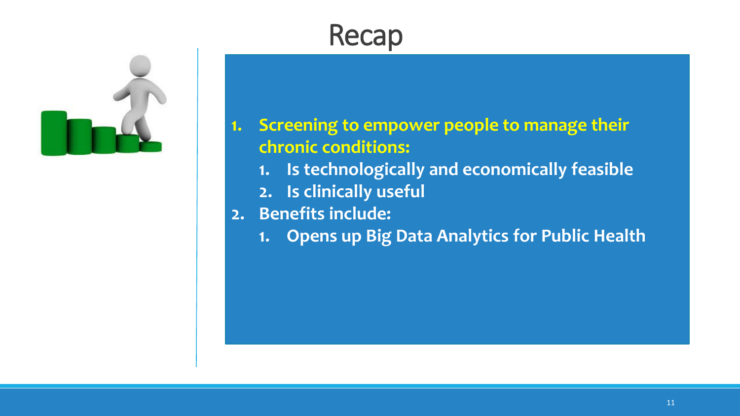# Recap

1. **Screening to empower people to manage their chronic conditions:**
   1. **Is technologically and economically feasible**
   2. **Is clinically useful**
2. **Benefits include:**
   1. **Opens up Big Data Analytics for Public Health**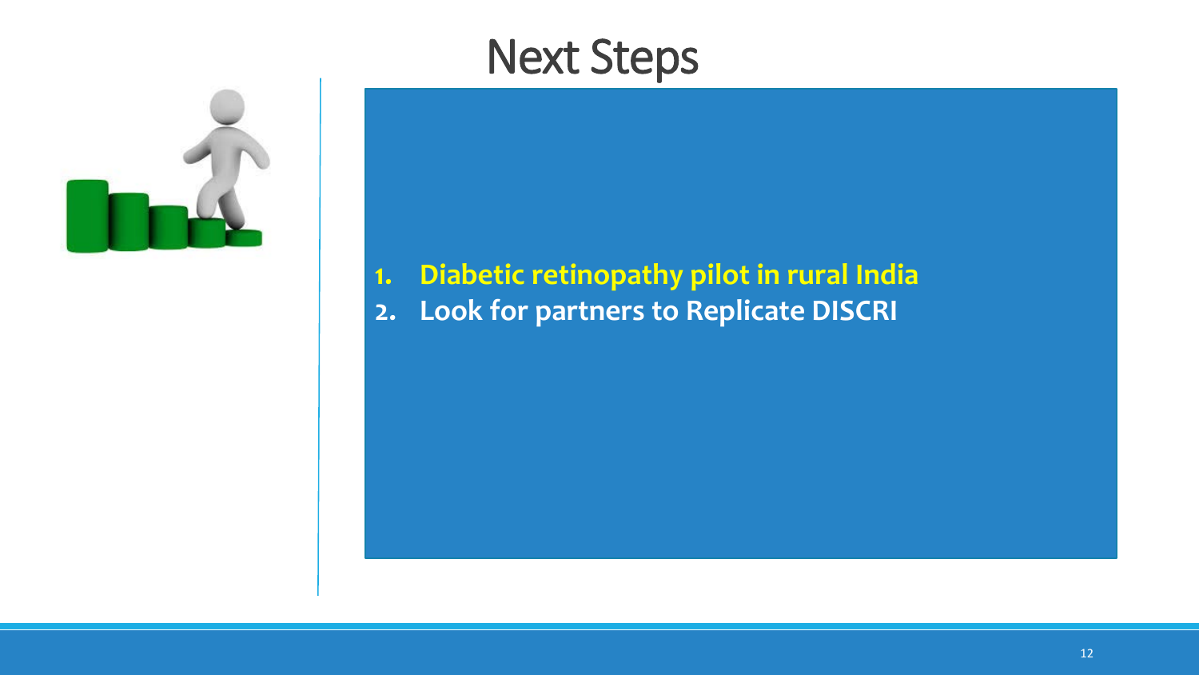# Next Steps

1. **Diabetic retinopathy pilot in rural India**
2. **Look for partners to Replicate DISCRI**